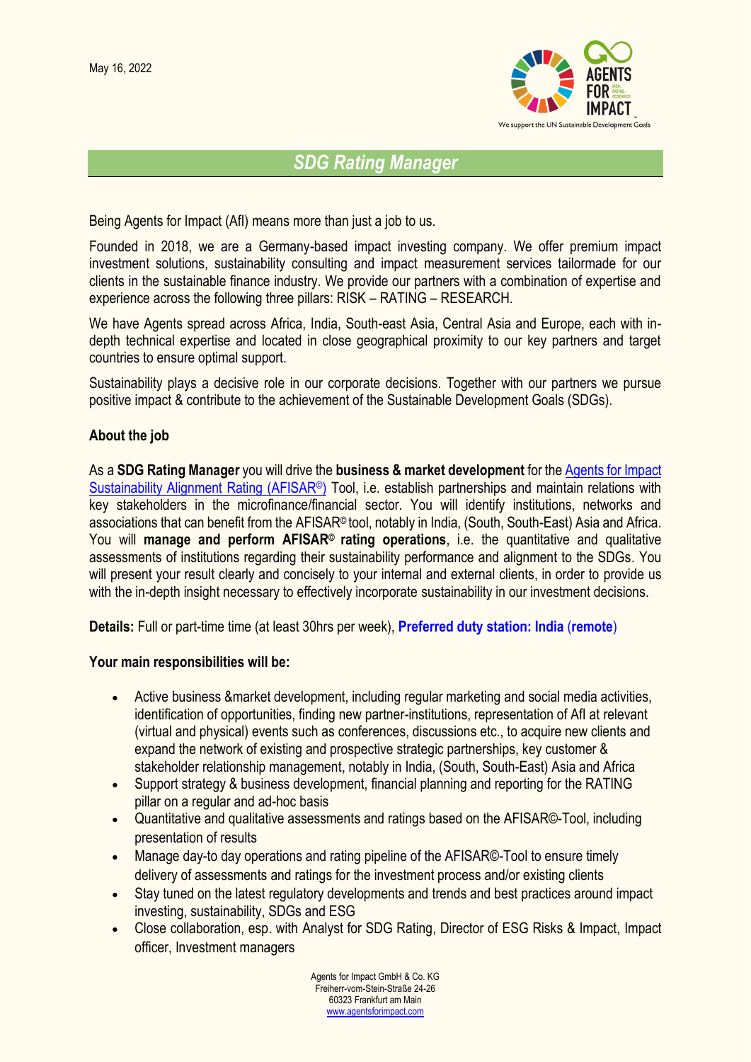May 16, 2022

# SDG Rating Manager

Being Agents for Impact (AfI) means more than just a job to us.

Founded in 2018, we are a Germany-based impact investing company. We offer premium impact investment solutions, sustainability consulting and impact measurement services tailormade for our clients in the sustainable finance industry. We provide our partners with a combination of expertise and experience across the following three pillars: RISK – RATING – RESEARCH.

We have Agents spread across Africa, India, South-east Asia, Central Asia and Europe, each with in-depth technical expertise and located in close geographical proximity to our key partners and target countries to ensure optimal support.

Sustainability plays a decisive role in our corporate decisions. Together with our partners we pursue positive impact & contribute to the achievement of the Sustainable Development Goals (SDGs).

**About the job**

As a **SDG Rating Manager** you will drive the **business & market development** for the Agents for Impact Sustainability Alignment Rating (AFISAR©) Tool, i.e. establish partnerships and maintain relations with key stakeholders in the microfinance/financial sector. You will identify institutions, networks and associations that can benefit from the AFISAR© tool, notably in India, (South, South-East) Asia and Africa. You will **manage and perform AFISAR© rating operations**, i.e. the quantitative and qualitative assessments of institutions regarding their sustainability performance and alignment to the SDGs. You will present your result clearly and concisely to your internal and external clients, in order to provide us with the in-depth insight necessary to effectively incorporate sustainability in our investment decisions.

**Details:** Full or part-time time (at least 30hrs per week), **Preferred duty station: India (remote)**

**Your main responsibilities will be:**

- Active business &market development, including regular marketing and social media activities, identification of opportunities, finding new partner-institutions, representation of AfI at relevant (virtual and physical) events such as conferences, discussions etc., to acquire new clients and expand the network of existing and prospective strategic partnerships, key customer & stakeholder relationship management, notably in India, (South, South-East) Asia and Africa
- Support strategy & business development, financial planning and reporting for the RATING pillar on a regular and ad-hoc basis
- Quantitative and qualitative assessments and ratings based on the AFISAR©-Tool, including presentation of results
- Manage day-to day operations and rating pipeline of the AFISAR©-Tool to ensure timely delivery of assessments and ratings for the investment process and/or existing clients
- Stay tuned on the latest regulatory developments and trends and best practices around impact investing, sustainability, SDGs and ESG
- Close collaboration, esp. with Analyst for SDG Rating, Director of ESG Risks & Impact, Impact officer, Investment managers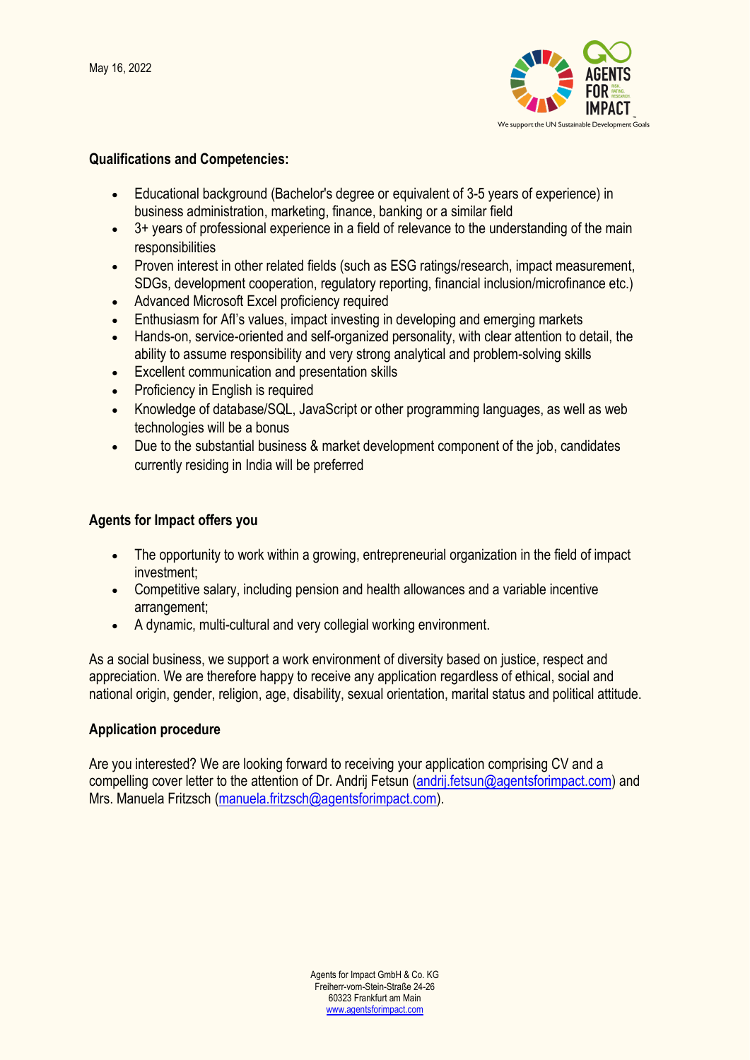May 16, 2022

**Qualifications and Competencies:**

- Educational background (Bachelor's degree or equivalent of 3-5 years of experience) in business administration, marketing, finance, banking or a similar field
- 3+ years of professional experience in a field of relevance to the understanding of the main responsibilities
- Proven interest in other related fields (such as ESG ratings/research, impact measurement, SDGs, development cooperation, regulatory reporting, financial inclusion/microfinance etc.)
- Advanced Microsoft Excel proficiency required
- Enthusiasm for AfI's values, impact investing in developing and emerging markets
- Hands-on, service-oriented and self-organized personality, with clear attention to detail, the ability to assume responsibility and very strong analytical and problem-solving skills
- Excellent communication and presentation skills
- Proficiency in English is required
- Knowledge of database/SQL, JavaScript or other programming languages, as well as web technologies will be a bonus
- Due to the substantial business & market development component of the job, candidates currently residing in India will be preferred

**Agents for Impact offers you**

- The opportunity to work within a growing, entrepreneurial organization in the field of impact investment;
- Competitive salary, including pension and health allowances and a variable incentive arrangement;
- A dynamic, multi-cultural and very collegial working environment.

As a social business, we support a work environment of diversity based on justice, respect and appreciation. We are therefore happy to receive any application regardless of ethical, social and national origin, gender, religion, age, disability, sexual orientation, marital status and political attitude.

**Application procedure**

Are you interested? We are looking forward to receiving your application comprising CV and a compelling cover letter to the attention of Dr. Andrij Fetsun (andrij.fetsun@agentsforimpact.com) and Mrs. Manuela Fritzsch (manuela.fritzsch@agentsforimpact.com).

Agents for Impact GmbH & Co. KG
Freiherr-vom-Stein-Straße 24-26
60323 Frankfurt am Main
www.agentsforimpact.com